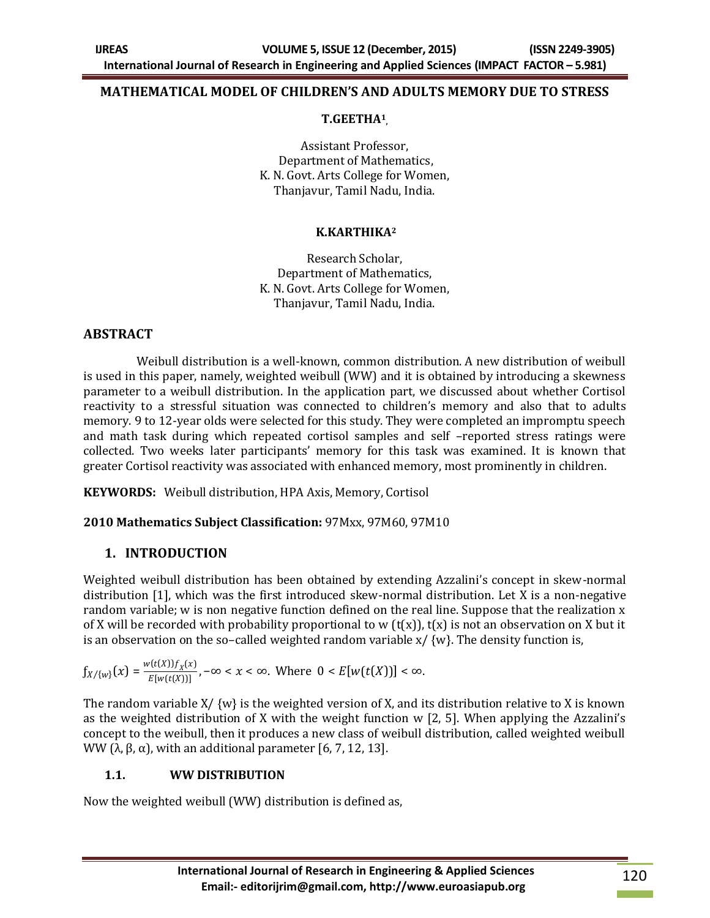# MATHEMATICAL MODEL OF CHILDREN'S AND ADULTS MEMORY DUE TO STRESS

**T.GEETHA[1]**

Assistant Professor,
Department of Mathematics,
K. N. Govt. Arts College for Women,
Thanjavur, Tamil Nadu, India.

**K.KARTHIKA[2]**

Research Scholar,
Department of Mathematics,
K. N. Govt. Arts College for Women,
Thanjavur, Tamil Nadu, India.

## ABSTRACT

Weibull distribution is a well-known, common distribution. A new distribution of weibull is used in this paper, namely, weighted weibull (WW) and it is obtained by introducing a skewness parameter to a weibull distribution. In the application part, we discussed about whether Cortisol reactivity to a stressful situation was connected to children's memory and also that to adults memory. 9 to 12-year olds were selected for this study. They were completed an impromptu speech and math task during which repeated cortisol samples and self –reported stress ratings were collected. Two weeks later participants' memory for this task was examined. It is known that greater Cortisol reactivity was associated with enhanced memory, most prominently in children.

**KEYWORDS:** Weibull distribution, HPA Axis, Memory, Cortisol

**2010 Mathematics Subject Classification:** 97Mxx, 97M60, 97M10

## 1. INTRODUCTION

Weighted weibull distribution has been obtained by extending Azzalini's concept in skew-normal distribution [1], which was the first introduced skew-normal distribution. Let X is a non-negative random variable; w is non negative function defined on the real line. Suppose that the realization x of X will be recorded with probability proportional to w (t(x)), t(x) is not an observation on X but it is an observation on the so–called weighted random variable x/ {w}. The density function is,

$$f_{X/\{w\}}(x) = \frac{w(t(X))f_X(x)}{E[w(t(X))]}, -\infty < x < \infty. \text{ Where } 0 < E[w(t(X))] < \infty.$$

The random variable X/ {w} is the weighted version of X, and its distribution relative to X is known as the weighted distribution of X with the weight function w [2, 5]. When applying the Azzalini's concept to the weibull, then it produces a new class of weibull distribution, called weighted weibull WW (λ, β, α), with an additional parameter [6, 7, 12, 13].

### 1.1. WW DISTRIBUTION

Now the weighted weibull (WW) distribution is defined as,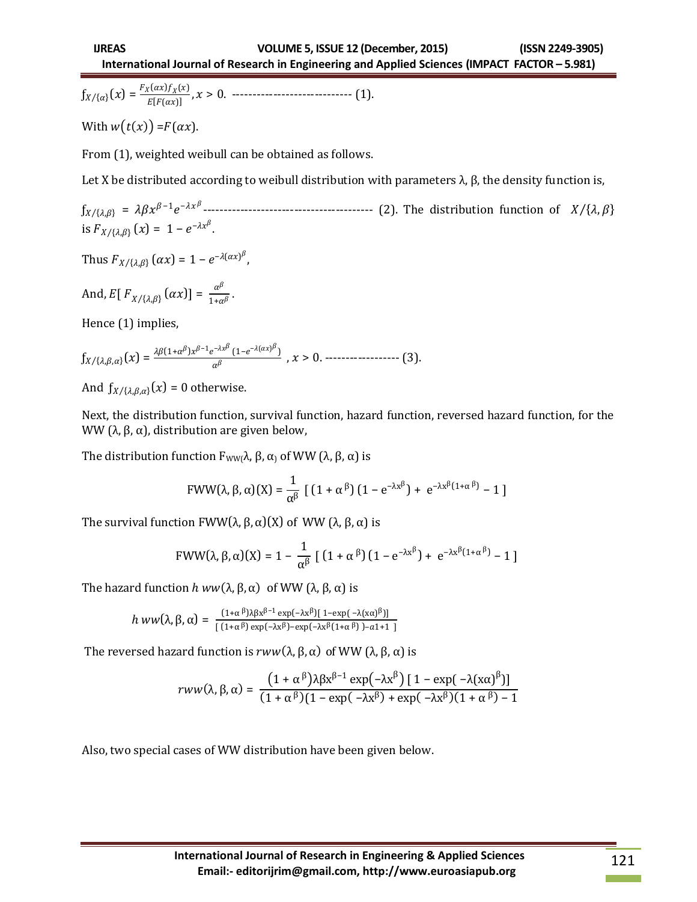$f_{X/\{\alpha\}}(x) = \frac{F_X(\alpha x) f_X(x)}{E[F(\alpha x)]}, x > 0.$ ---------------------------- (1).

With $w(t(x)) = F(\alpha x)$.

From (1), weighted weibull can be obtained as follows.

Let X be distributed according to weibull distribution with parameters λ, β, the density function is,

$f_{X/\{\lambda,\beta\}} = \lambda\beta x^{\beta-1} e^{-\lambda x^{\beta}}$---------------------------------------- (2). The distribution function of $X/\{\lambda,\beta\}$ is $F_{X/\{\lambda,\beta\}}(x) = 1 - e^{-\lambda x^{\beta}}$.

Thus $F_{X/\{\lambda,\beta\}}(\alpha x) = 1 - e^{-\lambda(\alpha x)^{\beta}}$,

And, $E[F_{X/\{\lambda,\beta\}}(\alpha x)] = \frac{\alpha^{\beta}}{1+\alpha^{\beta}}$.

Hence (1) implies,

$f_{X/\{\lambda,\beta,\alpha\}}(x) = \frac{\lambda\beta(1+\alpha^{\beta})x^{\beta-1}e^{-\lambda x^{\beta}}(1-e^{-\lambda(\alpha x)^{\beta}})}{\alpha^{\beta}}$ , $x > 0$. ----------------- (3).

And $f_{X/\{\lambda,\beta,\alpha\}}(x) = 0$ otherwise.

Next, the distribution function, survival function, hazard function, reversed hazard function, for the WW (λ, β, α), distribution are given below,

The distribution function $F_{WW}(\lambda, \beta, \alpha)$ of WW (λ, β, α) is

$$\text{FWW}(\lambda,\beta,\alpha)(X) = \frac{1}{\alpha^{\beta}}\left[\left(1+\alpha^{\beta}\right)\left(1-e^{-\lambda x^{\beta}}\right) + e^{-\lambda x^{\beta}(1+\alpha^{\beta})} - 1\right]$$

The survival function FWW(λ, β, α)(X) of WW (λ, β, α) is

$$\text{FWW}(\lambda,\beta,\alpha)(X) = 1 - \frac{1}{\alpha^{\beta}}\left[\left(1+\alpha^{\beta}\right)\left(1-e^{-\lambda x^{\beta}}\right) + e^{-\lambda x^{\beta}(1+\alpha^{\beta})} - 1\right]$$

The hazard function $h\,ww(\lambda,\beta,\alpha)$ of WW (λ, β, α) is

$$h\,ww(\lambda,\beta,\alpha) = \frac{(1+\alpha^{\beta})\lambda\beta x^{\beta-1}\exp(-\lambda x^{\beta})[\,1-\exp(\,-\lambda(x\alpha)^{\beta})]}{[\,(1+\alpha^{\beta})\exp(-\lambda x^{\beta}) - \exp(-\lambda x^{\beta}(1+\alpha^{\beta})\,) - a1 + 1\,]}$$

The reversed hazard function is $rww(\lambda,\beta,\alpha)$ of WW (λ, β, α) is

$$rww(\lambda,\beta,\alpha) = \frac{\left(1+\alpha^{\beta}\right)\lambda\beta x^{\beta-1}\exp\left(-\lambda x^{\beta}\right)[\,1-\exp(\,-\lambda(x\alpha)^{\beta})]}{(1+\alpha^{\beta})(1-\exp(\,-\lambda x^{\beta}) + \exp(\,-\lambda x^{\beta})(1+\alpha^{\beta}) - 1}$$

Also, two special cases of WW distribution have been given below.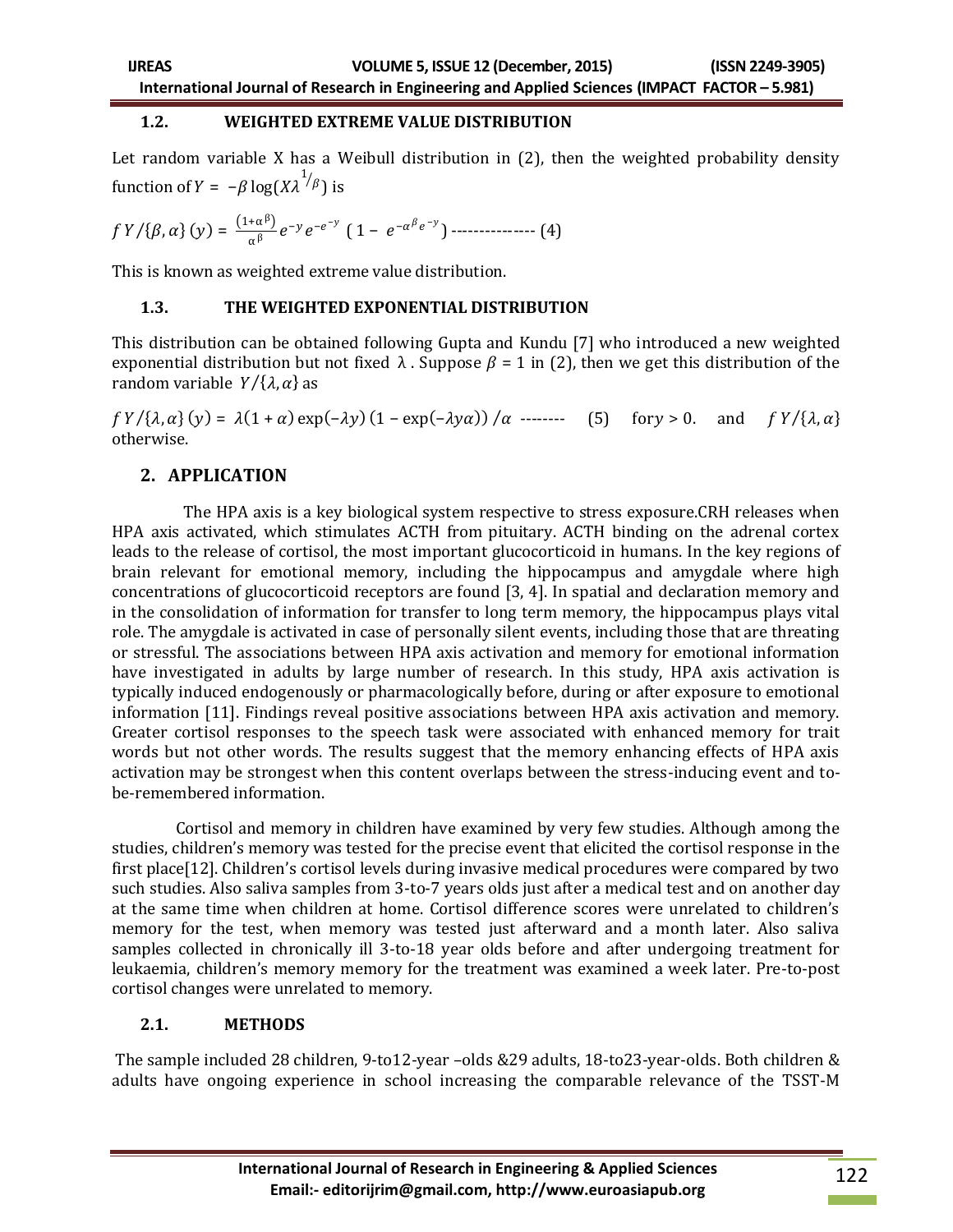### 1.2. WEIGHTED EXTREME VALUE DISTRIBUTION

Let random variable X has a Weibull distribution in (2), then the weighted probability density function of $Y = -\beta \log(X\lambda^{1/\beta})$ is

$$f\,Y/\{\beta,\alpha\}\,(y) = \frac{(1+\alpha^{\beta})}{\alpha^{\beta}} e^{-y} e^{-e^{-y}} \left(1 - e^{-\alpha^{\beta} e^{-y}}\right) \text{---------------} (4)$$

This is known as weighted extreme value distribution.

### 1.3. THE WEIGHTED EXPONENTIAL DISTRIBUTION

This distribution can be obtained following Gupta and Kundu [7] who introduced a new weighted exponential distribution but not fixed $\lambda$ . Suppose $\beta = 1$ in (2), then we get this distribution of the random variable $Y/\{\lambda,\alpha\}$ as

$f\,Y/\{\lambda,\alpha\}\,(y) = \lambda(1+\alpha)\exp(-\lambda y)\,(1 - \exp(-\lambda y\alpha))\,/\alpha$ -------- (5) for $y > 0$. and $f\,Y/\{\lambda,\alpha\}$ otherwise.

## 2. APPLICATION

The HPA axis is a key biological system respective to stress exposure.CRH releases when HPA axis activated, which stimulates ACTH from pituitary. ACTH binding on the adrenal cortex leads to the release of cortisol, the most important glucocorticoid in humans. In the key regions of brain relevant for emotional memory, including the hippocampus and amygdale where high concentrations of glucocorticoid receptors are found [3, 4]. In spatial and declaration memory and in the consolidation of information for transfer to long term memory, the hippocampus plays vital role. The amygdale is activated in case of personally silent events, including those that are threating or stressful. The associations between HPA axis activation and memory for emotional information have investigated in adults by large number of research. In this study, HPA axis activation is typically induced endogenously or pharmacologically before, during or after exposure to emotional information [11]. Findings reveal positive associations between HPA axis activation and memory. Greater cortisol responses to the speech task were associated with enhanced memory for trait words but not other words. The results suggest that the memory enhancing effects of HPA axis activation may be strongest when this content overlaps between the stress-inducing event and to-be-remembered information.

Cortisol and memory in children have examined by very few studies. Although among the studies, children's memory was tested for the precise event that elicited the cortisol response in the first place[12]. Children's cortisol levels during invasive medical procedures were compared by two such studies. Also saliva samples from 3-to-7 years olds just after a medical test and on another day at the same time when children at home. Cortisol difference scores were unrelated to children's memory for the test, when memory was tested just afterward and a month later. Also saliva samples collected in chronically ill 3-to-18 year olds before and after undergoing treatment for leukaemia, children's memory memory for the treatment was examined a week later. Pre-to-post cortisol changes were unrelated to memory.

### 2.1. METHODS

The sample included 28 children, 9-to12-year –olds &29 adults, 18-to23-year-olds. Both children & adults have ongoing experience in school increasing the comparable relevance of the TSST-M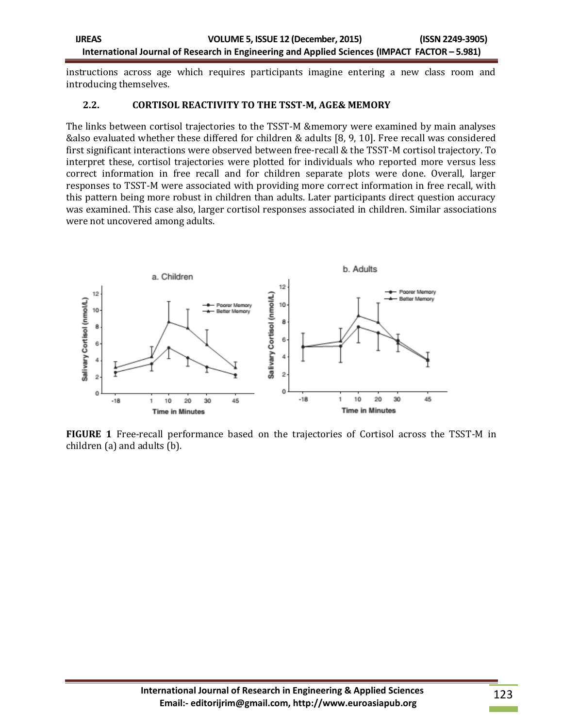instructions across age which requires participants imagine entering a new class room and introducing themselves.

### 2.2. CORTISOL REACTIVITY TO THE TSST-M, AGE& MEMORY

The links between cortisol trajectories to the TSST-M &memory were examined by main analyses &also evaluated whether these differed for children & adults [8, 9, 10]. Free recall was considered first significant interactions were observed between free-recall & the TSST-M cortisol trajectory. To interpret these, cortisol trajectories were plotted for individuals who reported more versus less correct information in free recall and for children separate plots were done. Overall, larger responses to TSST-M were associated with providing more correct information in free recall, with this pattern being more robust in children than adults. Later participants direct question accuracy was examined. This case also, larger cortisol responses associated in children. Similar associations were not uncovered among adults.

**FIGURE 1** Free-recall performance based on the trajectories of Cortisol across the TSST-M in children (a) and adults (b).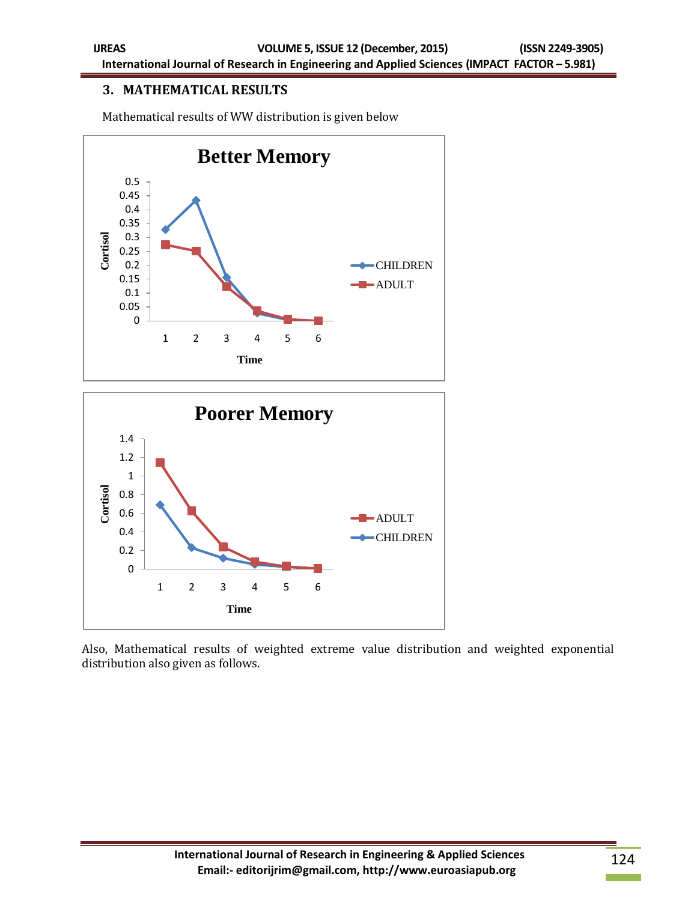## 3. MATHEMATICAL RESULTS

Mathematical results of WW distribution is given below

Also, Mathematical results of weighted extreme value distribution and weighted exponential distribution also given as follows.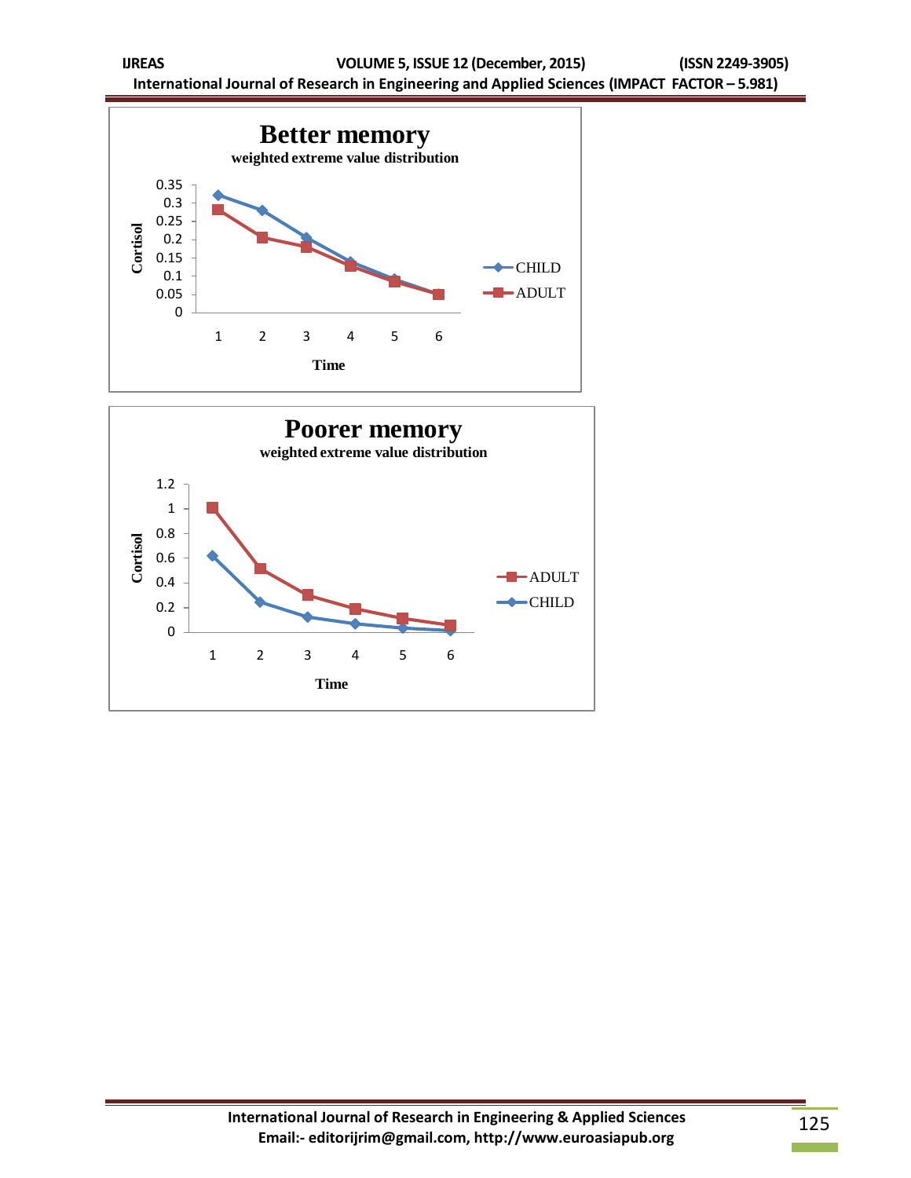**Better memory**

weighted extreme value distribution

Cortisol

Time

CHILD

ADULT

**Poorer memory**

weighted extreme value distribution

Cortisol

Time

ADULT

CHILD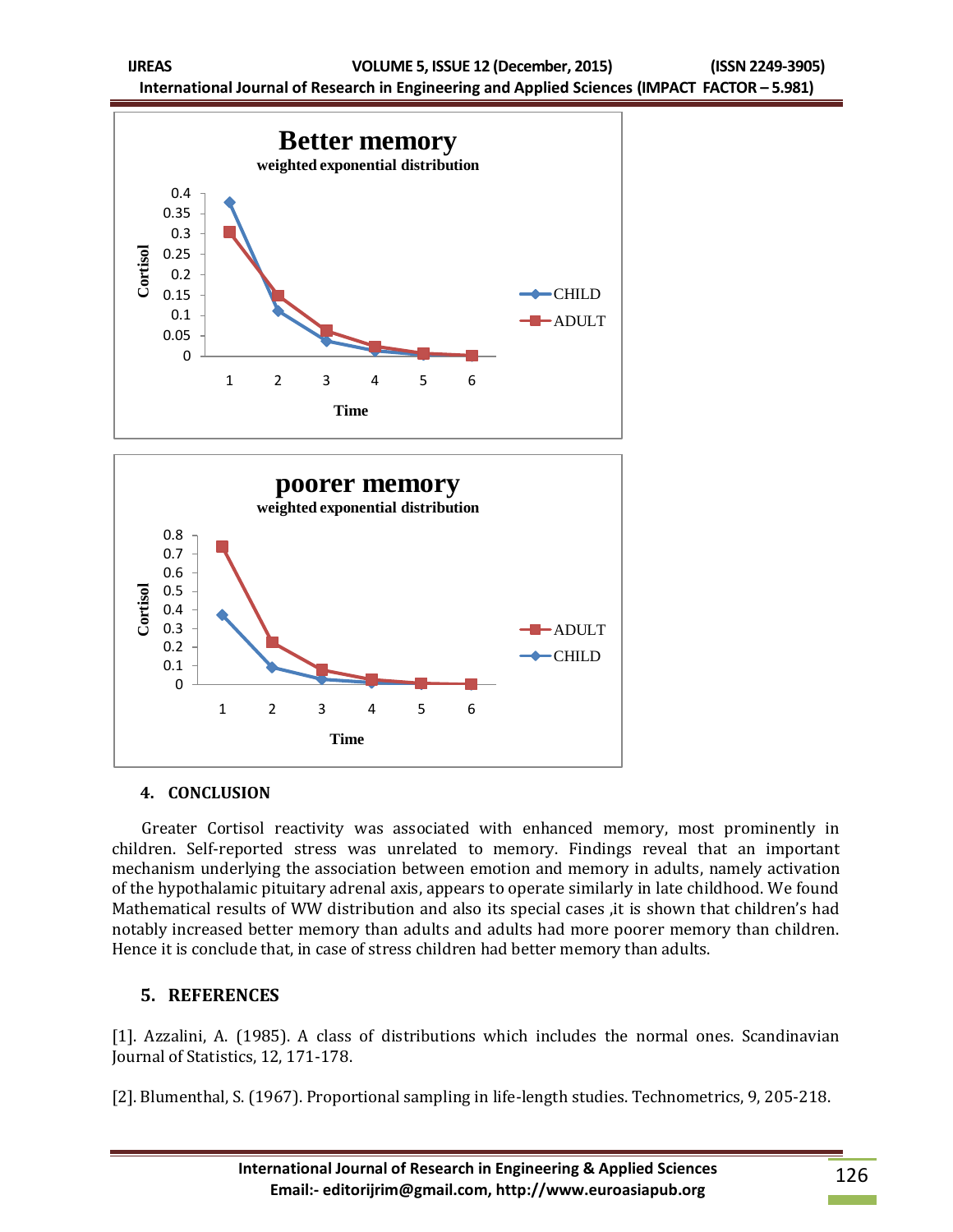## 4. CONCLUSION

Greater Cortisol reactivity was associated with enhanced memory, most prominently in children. Self-reported stress was unrelated to memory. Findings reveal that an important mechanism underlying the association between emotion and memory in adults, namely activation of the hypothalamic pituitary adrenal axis, appears to operate similarly in late childhood. We found Mathematical results of WW distribution and also its special cases ,it is shown that children's had notably increased better memory than adults and adults had more poorer memory than children. Hence it is conclude that, in case of stress children had better memory than adults.

## 5. REFERENCES

[1]. Azzalini, A. (1985). A class of distributions which includes the normal ones. Scandinavian Journal of Statistics, 12, 171-178.

[2]. Blumenthal, S. (1967). Proportional sampling in life-length studies. Technometrics, 9, 205-218.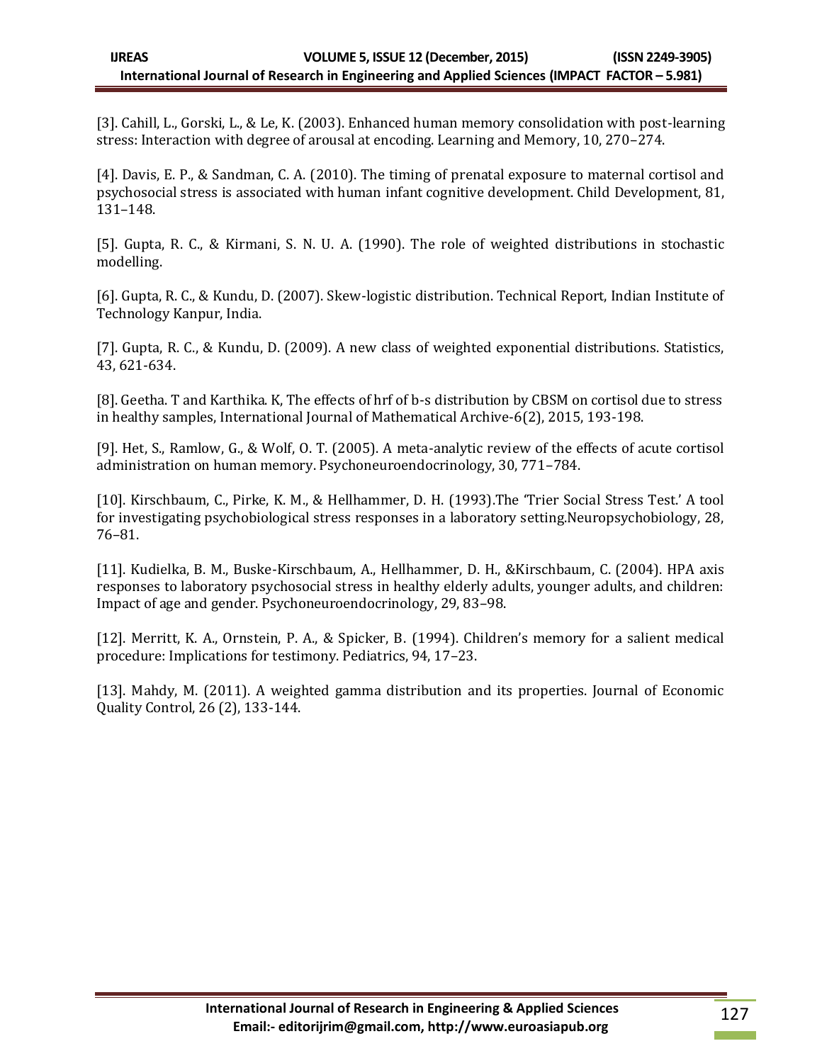[3]. Cahill, L., Gorski, L., & Le, K. (2003). Enhanced human memory consolidation with post-learning stress: Interaction with degree of arousal at encoding. Learning and Memory, 10, 270–274.

[4]. Davis, E. P., & Sandman, C. A. (2010). The timing of prenatal exposure to maternal cortisol and psychosocial stress is associated with human infant cognitive development. Child Development, 81, 131–148.

[5]. Gupta, R. C., & Kirmani, S. N. U. A. (1990). The role of weighted distributions in stochastic modelling.

[6]. Gupta, R. C., & Kundu, D. (2007). Skew-logistic distribution. Technical Report, Indian Institute of Technology Kanpur, India.

[7]. Gupta, R. C., & Kundu, D. (2009). A new class of weighted exponential distributions. Statistics, 43, 621-634.

[8]. Geetha. T and Karthika. K, The effects of hrf of b-s distribution by CBSM on cortisol due to stress in healthy samples, International Journal of Mathematical Archive-6(2), 2015, 193-198.

[9]. Het, S., Ramlow, G., & Wolf, O. T. (2005). A meta-analytic review of the effects of acute cortisol administration on human memory. Psychoneuroendocrinology, 30, 771–784.

[10]. Kirschbaum, C., Pirke, K. M., & Hellhammer, D. H. (1993).The 'Trier Social Stress Test.' A tool for investigating psychobiological stress responses in a laboratory setting.Neuropsychobiology, 28, 76–81.

[11]. Kudielka, B. M., Buske-Kirschbaum, A., Hellhammer, D. H., &Kirschbaum, C. (2004). HPA axis responses to laboratory psychosocial stress in healthy elderly adults, younger adults, and children: Impact of age and gender. Psychoneuroendocrinology, 29, 83–98.

[12]. Merritt, K. A., Ornstein, P. A., & Spicker, B. (1994). Children's memory for a salient medical procedure: Implications for testimony. Pediatrics, 94, 17–23.

[13]. Mahdy, M. (2011). A weighted gamma distribution and its properties. Journal of Economic Quality Control, 26 (2), 133-144.